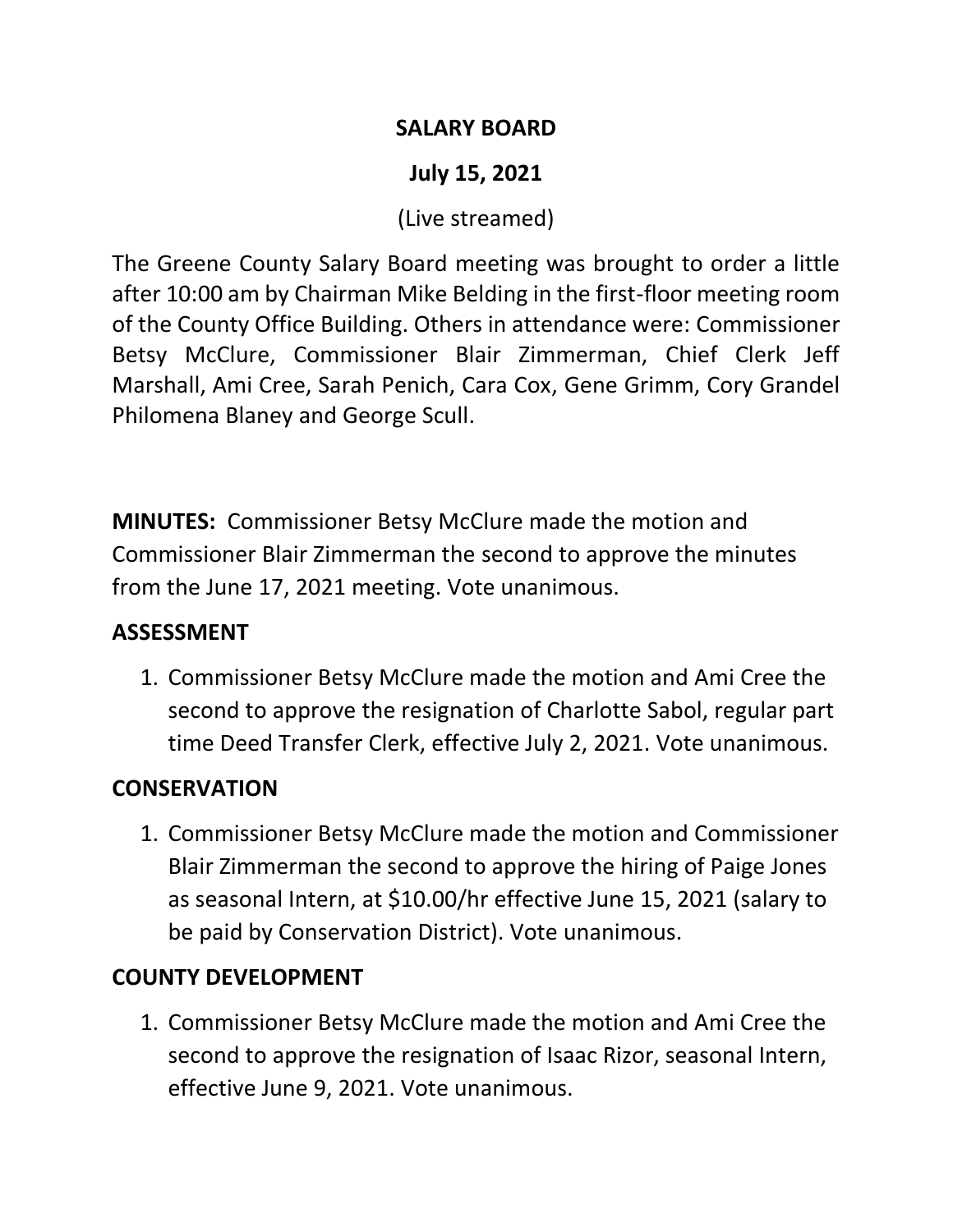# SALARY BOARD

## July 15, 2021

(Live streamed)

The Greene County Salary Board meeting was brought to order a little after 10:00 am by Chairman Mike Belding in the first-floor meeting room of the County Office Building. Others in attendance were: Commissioner Betsy McClure, Commissioner Blair Zimmerman, Chief Clerk Jeff Marshall, Ami Cree, Sarah Penich, Cara Cox, Gene Grimm, Cory Grandel Philomena Blaney and George Scull.

**MINUTES:** Commissioner Betsy McClure made the motion and Commissioner Blair Zimmerman the second to approve the minutes from the June 17, 2021 meeting. Vote unanimous.

**ASSESSMENT**

1. Commissioner Betsy McClure made the motion and Ami Cree the second to approve the resignation of Charlotte Sabol, regular part time Deed Transfer Clerk, effective July 2, 2021. Vote unanimous.

**CONSERVATION**

1. Commissioner Betsy McClure made the motion and Commissioner Blair Zimmerman the second to approve the hiring of Paige Jones as seasonal Intern, at $10.00/hr effective June 15, 2021 (salary to be paid by Conservation District). Vote unanimous.

**COUNTY DEVELOPMENT**

1. Commissioner Betsy McClure made the motion and Ami Cree the second to approve the resignation of Isaac Rizor, seasonal Intern, effective June 9, 2021. Vote unanimous.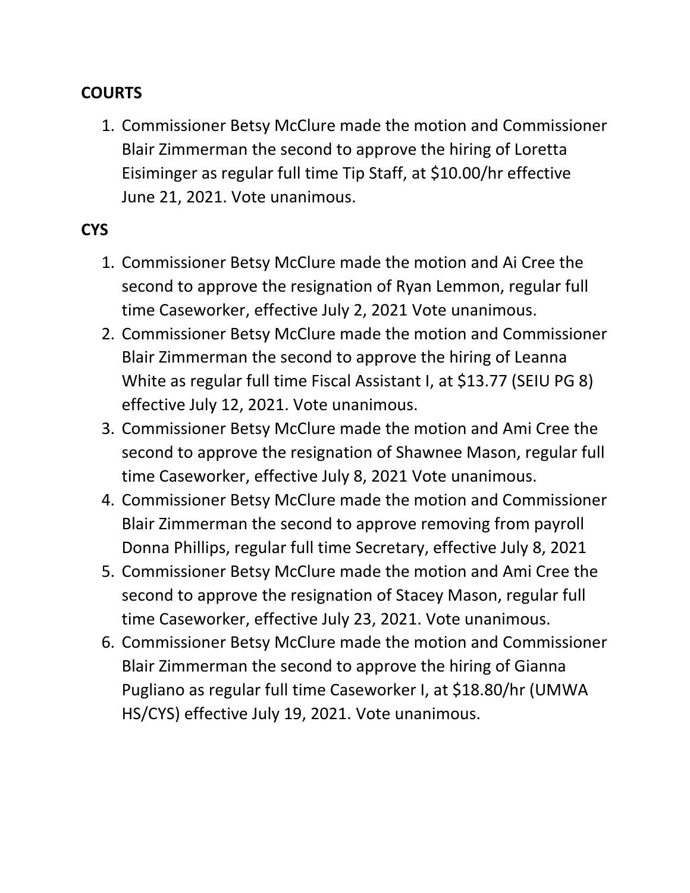**COURTS**

1. Commissioner Betsy McClure made the motion and Commissioner Blair Zimmerman the second to approve the hiring of Loretta Eisiminger as regular full time Tip Staff, at $10.00/hr effective June 21, 2021. Vote unanimous.

**CYS**

1. Commissioner Betsy McClure made the motion and Ai Cree the second to approve the resignation of Ryan Lemmon, regular full time Caseworker, effective July 2, 2021 Vote unanimous.
2. Commissioner Betsy McClure made the motion and Commissioner Blair Zimmerman the second to approve the hiring of Leanna White as regular full time Fiscal Assistant I, at $13.77 (SEIU PG 8) effective July 12, 2021. Vote unanimous.
3. Commissioner Betsy McClure made the motion and Ami Cree the second to approve the resignation of Shawnee Mason, regular full time Caseworker, effective July 8, 2021 Vote unanimous.
4. Commissioner Betsy McClure made the motion and Commissioner Blair Zimmerman the second to approve removing from payroll Donna Phillips, regular full time Secretary, effective July 8, 2021
5. Commissioner Betsy McClure made the motion and Ami Cree the second to approve the resignation of Stacey Mason, regular full time Caseworker, effective July 23, 2021. Vote unanimous.
6. Commissioner Betsy McClure made the motion and Commissioner Blair Zimmerman the second to approve the hiring of Gianna Pugliano as regular full time Caseworker I, at $18.80/hr (UMWA HS/CYS) effective July 19, 2021. Vote unanimous.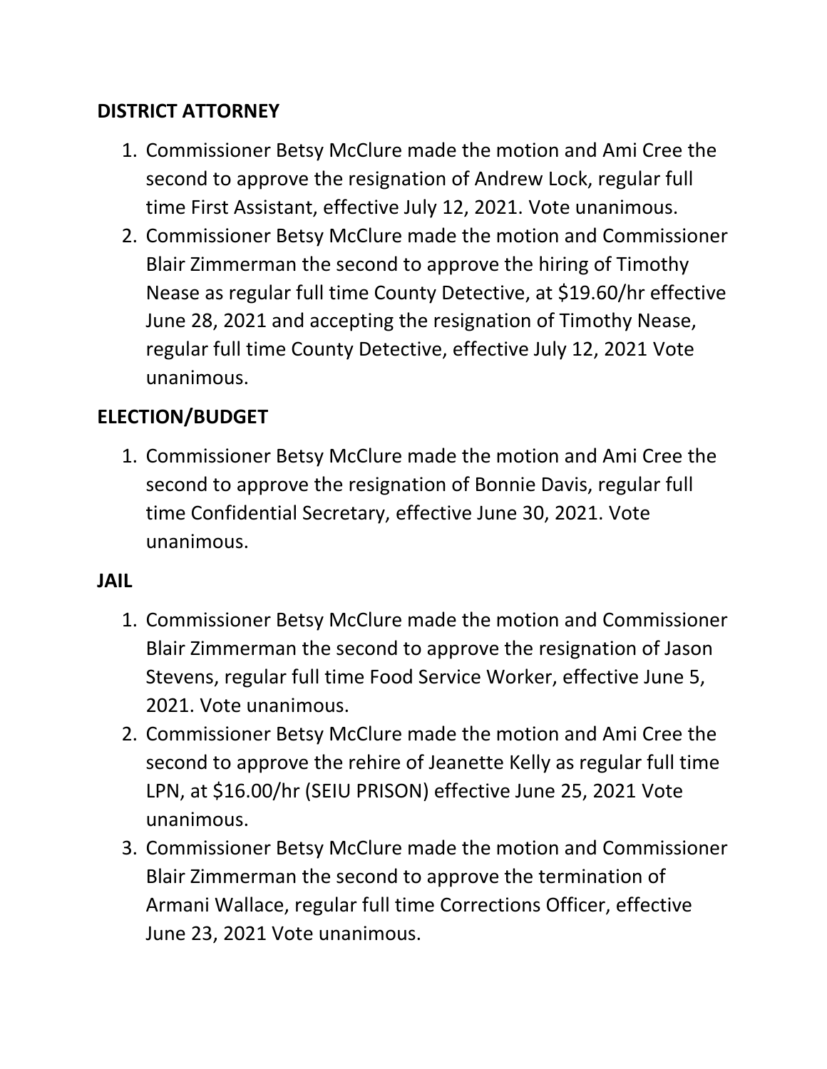## DISTRICT ATTORNEY

1. Commissioner Betsy McClure made the motion and Ami Cree the second to approve the resignation of Andrew Lock, regular full time First Assistant, effective July 12, 2021. Vote unanimous.
2. Commissioner Betsy McClure made the motion and Commissioner Blair Zimmerman the second to approve the hiring of Timothy Nease as regular full time County Detective, at $19.60/hr effective June 28, 2021 and accepting the resignation of Timothy Nease, regular full time County Detective, effective July 12, 2021 Vote unanimous.

## ELECTION/BUDGET

1. Commissioner Betsy McClure made the motion and Ami Cree the second to approve the resignation of Bonnie Davis, regular full time Confidential Secretary, effective June 30, 2021. Vote unanimous.

## JAIL

1. Commissioner Betsy McClure made the motion and Commissioner Blair Zimmerman the second to approve the resignation of Jason Stevens, regular full time Food Service Worker, effective June 5, 2021. Vote unanimous.
2. Commissioner Betsy McClure made the motion and Ami Cree the second to approve the rehire of Jeanette Kelly as regular full time LPN, at $16.00/hr (SEIU PRISON) effective June 25, 2021 Vote unanimous.
3. Commissioner Betsy McClure made the motion and Commissioner Blair Zimmerman the second to approve the termination of Armani Wallace, regular full time Corrections Officer, effective June 23, 2021 Vote unanimous.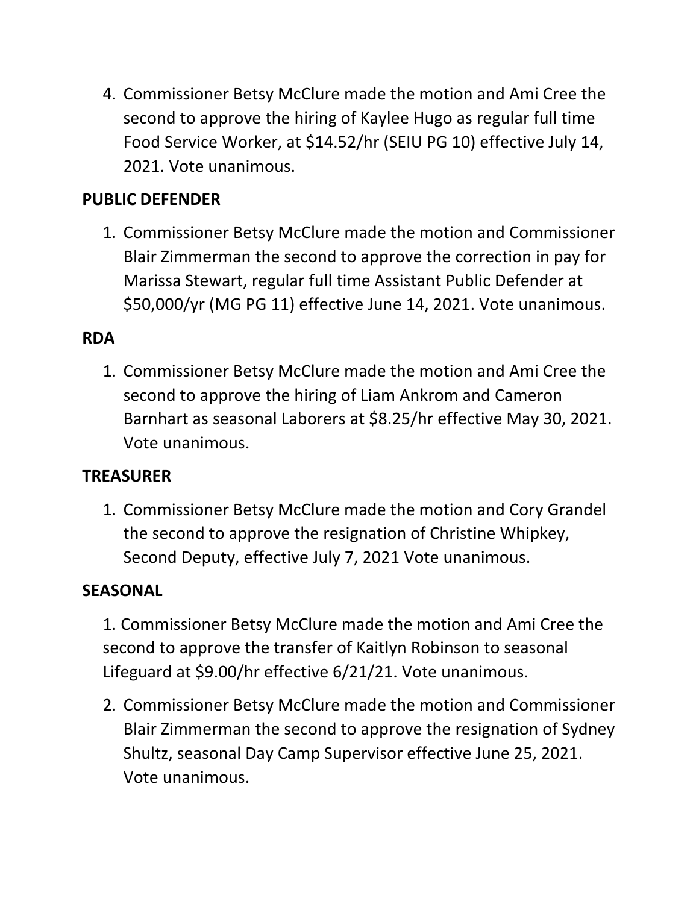4. Commissioner Betsy McClure made the motion and Ami Cree the second to approve the hiring of Kaylee Hugo as regular full time Food Service Worker, at $14.52/hr (SEIU PG 10) effective July 14, 2021. Vote unanimous.

**PUBLIC DEFENDER**

1. Commissioner Betsy McClure made the motion and Commissioner Blair Zimmerman the second to approve the correction in pay for Marissa Stewart, regular full time Assistant Public Defender at $50,000/yr (MG PG 11) effective June 14, 2021. Vote unanimous.

**RDA**

1. Commissioner Betsy McClure made the motion and Ami Cree the second to approve the hiring of Liam Ankrom and Cameron Barnhart as seasonal Laborers at $8.25/hr effective May 30, 2021. Vote unanimous.

**TREASURER**

1. Commissioner Betsy McClure made the motion and Cory Grandel the second to approve the resignation of Christine Whipkey, Second Deputy, effective July 7, 2021 Vote unanimous.

**SEASONAL**

1. Commissioner Betsy McClure made the motion and Ami Cree the second to approve the transfer of Kaitlyn Robinson to seasonal Lifeguard at $9.00/hr effective 6/21/21. Vote unanimous.
2. Commissioner Betsy McClure made the motion and Commissioner Blair Zimmerman the second to approve the resignation of Sydney Shultz, seasonal Day Camp Supervisor effective June 25, 2021. Vote unanimous.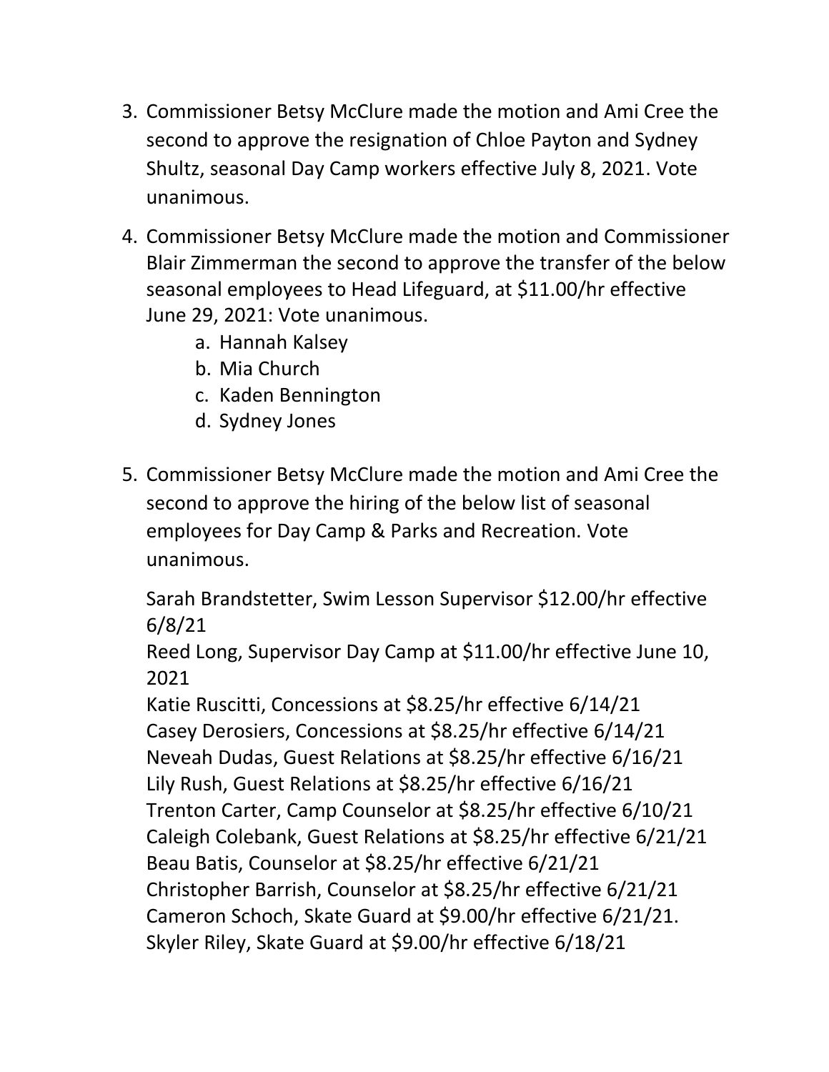3. Commissioner Betsy McClure made the motion and Ami Cree the second to approve the resignation of Chloe Payton and Sydney Shultz, seasonal Day Camp workers effective July 8, 2021. Vote unanimous.

4. Commissioner Betsy McClure made the motion and Commissioner Blair Zimmerman the second to approve the transfer of the below seasonal employees to Head Lifeguard, at $11.00/hr effective June 29, 2021: Vote unanimous.
   a. Hannah Kalsey
   b. Mia Church
   c. Kaden Bennington
   d. Sydney Jones

5. Commissioner Betsy McClure made the motion and Ami Cree the second to approve the hiring of the below list of seasonal employees for Day Camp & Parks and Recreation. Vote unanimous.

   Sarah Brandstetter, Swim Lesson Supervisor $12.00/hr effective 6/8/21
   Reed Long, Supervisor Day Camp at $11.00/hr effective June 10, 2021
   Katie Ruscitti, Concessions at $8.25/hr effective 6/14/21
   Casey Derosiers, Concessions at $8.25/hr effective 6/14/21
   Neveah Dudas, Guest Relations at $8.25/hr effective 6/16/21
   Lily Rush, Guest Relations at $8.25/hr effective 6/16/21
   Trenton Carter, Camp Counselor at $8.25/hr effective 6/10/21
   Caleigh Colebank, Guest Relations at $8.25/hr effective 6/21/21
   Beau Batis, Counselor at $8.25/hr effective 6/21/21
   Christopher Barrish, Counselor at $8.25/hr effective 6/21/21
   Cameron Schoch, Skate Guard at $9.00/hr effective 6/21/21.
   Skyler Riley, Skate Guard at $9.00/hr effective 6/18/21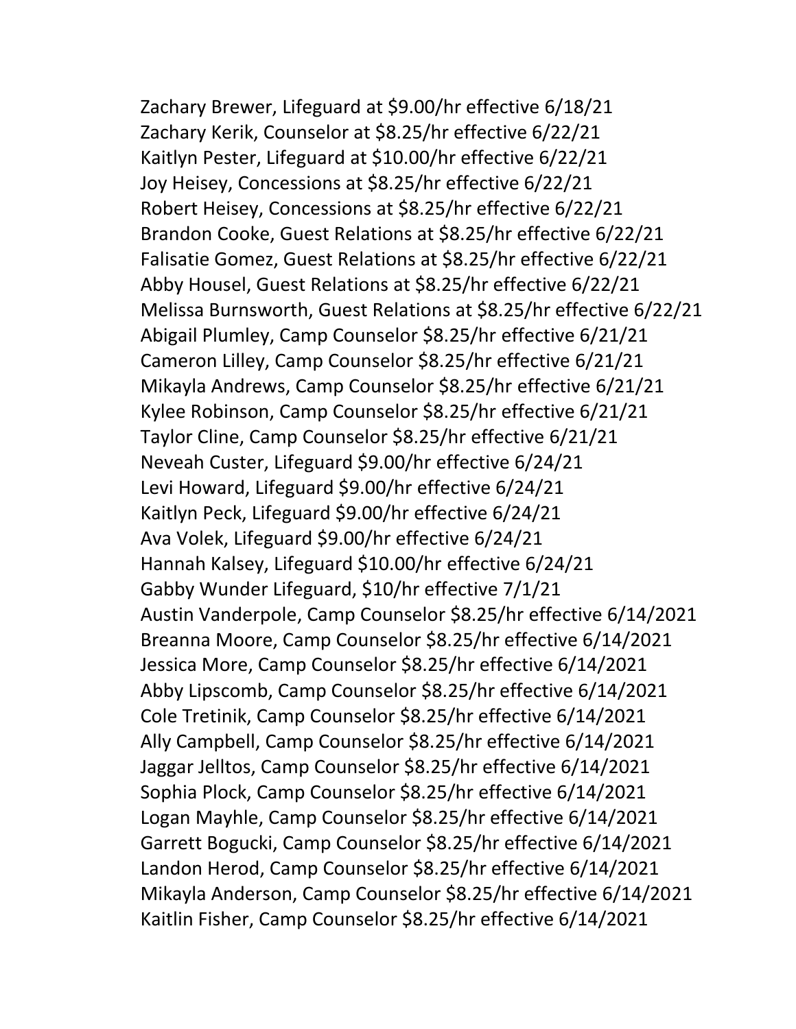Zachary Brewer, Lifeguard at $9.00/hr effective 6/18/21
Zachary Kerik, Counselor at $8.25/hr effective 6/22/21
Kaitlyn Pester, Lifeguard at $10.00/hr effective 6/22/21
Joy Heisey, Concessions at $8.25/hr effective 6/22/21
Robert Heisey, Concessions at $8.25/hr effective 6/22/21
Brandon Cooke, Guest Relations at $8.25/hr effective 6/22/21
Falisatie Gomez, Guest Relations at $8.25/hr effective 6/22/21
Abby Housel, Guest Relations at $8.25/hr effective 6/22/21
Melissa Burnsworth, Guest Relations at $8.25/hr effective 6/22/21
Abigail Plumley, Camp Counselor $8.25/hr effective 6/21/21
Cameron Lilley, Camp Counselor $8.25/hr effective 6/21/21
Mikayla Andrews, Camp Counselor $8.25/hr effective 6/21/21
Kylee Robinson, Camp Counselor $8.25/hr effective 6/21/21
Taylor Cline, Camp Counselor $8.25/hr effective 6/21/21
Neveah Custer, Lifeguard $9.00/hr effective 6/24/21
Levi Howard, Lifeguard $9.00/hr effective 6/24/21
Kaitlyn Peck, Lifeguard $9.00/hr effective 6/24/21
Ava Volek, Lifeguard $9.00/hr effective 6/24/21
Hannah Kalsey, Lifeguard $10.00/hr effective 6/24/21
Gabby Wunder Lifeguard, $10/hr effective 7/1/21
Austin Vanderpole, Camp Counselor $8.25/hr effective 6/14/2021
Breanna Moore, Camp Counselor $8.25/hr effective 6/14/2021
Jessica More, Camp Counselor $8.25/hr effective 6/14/2021
Abby Lipscomb, Camp Counselor $8.25/hr effective 6/14/2021
Cole Tretinik, Camp Counselor $8.25/hr effective 6/14/2021
Ally Campbell, Camp Counselor $8.25/hr effective 6/14/2021
Jaggar Jelltos, Camp Counselor $8.25/hr effective 6/14/2021
Sophia Plock, Camp Counselor $8.25/hr effective 6/14/2021
Logan Mayhle, Camp Counselor $8.25/hr effective 6/14/2021
Garrett Bogucki, Camp Counselor $8.25/hr effective 6/14/2021
Landon Herod, Camp Counselor $8.25/hr effective 6/14/2021
Mikayla Anderson, Camp Counselor $8.25/hr effective 6/14/2021
Kaitlin Fisher, Camp Counselor $8.25/hr effective 6/14/2021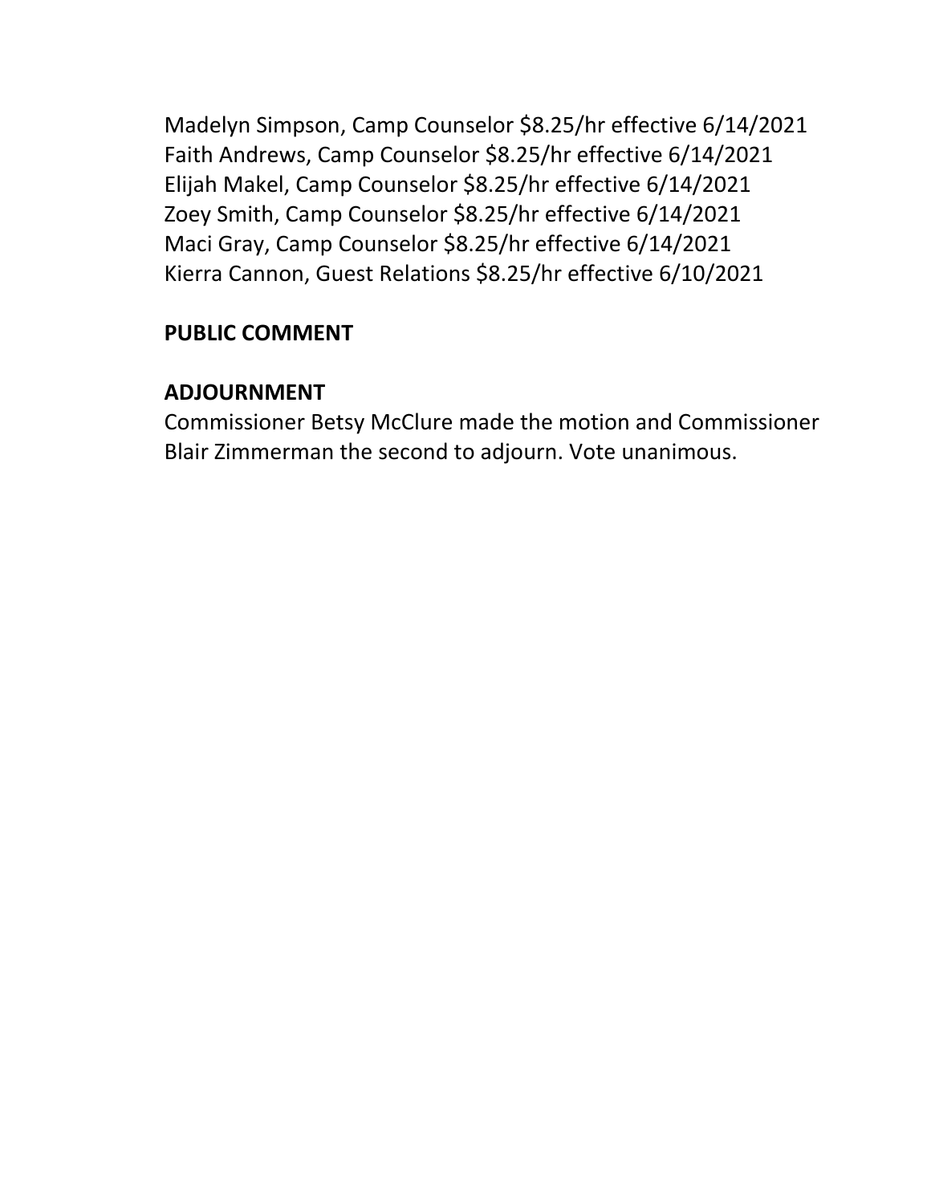Madelyn Simpson, Camp Counselor $8.25/hr effective 6/14/2021
Faith Andrews, Camp Counselor $8.25/hr effective 6/14/2021
Elijah Makel, Camp Counselor $8.25/hr effective 6/14/2021
Zoey Smith, Camp Counselor $8.25/hr effective 6/14/2021
Maci Gray, Camp Counselor $8.25/hr effective 6/14/2021
Kierra Cannon, Guest Relations $8.25/hr effective 6/10/2021

**PUBLIC COMMENT**

**ADJOURNMENT**

Commissioner Betsy McClure made the motion and Commissioner Blair Zimmerman the second to adjourn. Vote unanimous.